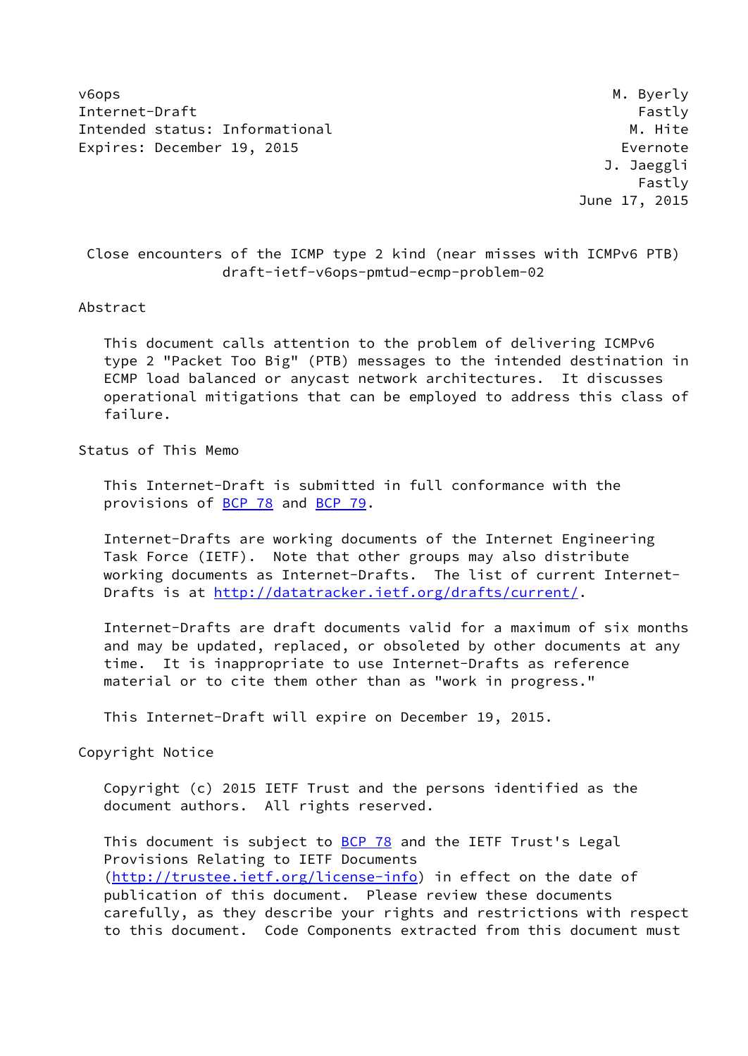v6ops M. Byerly
Internet-Draft Fastly
Intended status: Informational M. Hite
Expires: December 19, 2015 Evernote
J. Jaeggli
Fastly
June 17, 2015

# Close encounters of the ICMP type 2 kind (near misses with ICMPv6 PTB)
draft-ietf-v6ops-pmtud-ecmp-problem-02

## Abstract

This document calls attention to the problem of delivering ICMPv6 type 2 "Packet Too Big" (PTB) messages to the intended destination in ECMP load balanced or anycast network architectures. It discusses operational mitigations that can be employed to address this class of failure.

## Status of This Memo

This Internet-Draft is submitted in full conformance with the provisions of BCP 78 and BCP 79.

Internet-Drafts are working documents of the Internet Engineering Task Force (IETF). Note that other groups may also distribute working documents as Internet-Drafts. The list of current Internet-Drafts is at http://datatracker.ietf.org/drafts/current/.

Internet-Drafts are draft documents valid for a maximum of six months and may be updated, replaced, or obsoleted by other documents at any time. It is inappropriate to use Internet-Drafts as reference material or to cite them other than as "work in progress."

This Internet-Draft will expire on December 19, 2015.

## Copyright Notice

Copyright (c) 2015 IETF Trust and the persons identified as the document authors. All rights reserved.

This document is subject to BCP 78 and the IETF Trust's Legal Provisions Relating to IETF Documents (http://trustee.ietf.org/license-info) in effect on the date of publication of this document. Please review these documents carefully, as they describe your rights and restrictions with respect to this document. Code Components extracted from this document must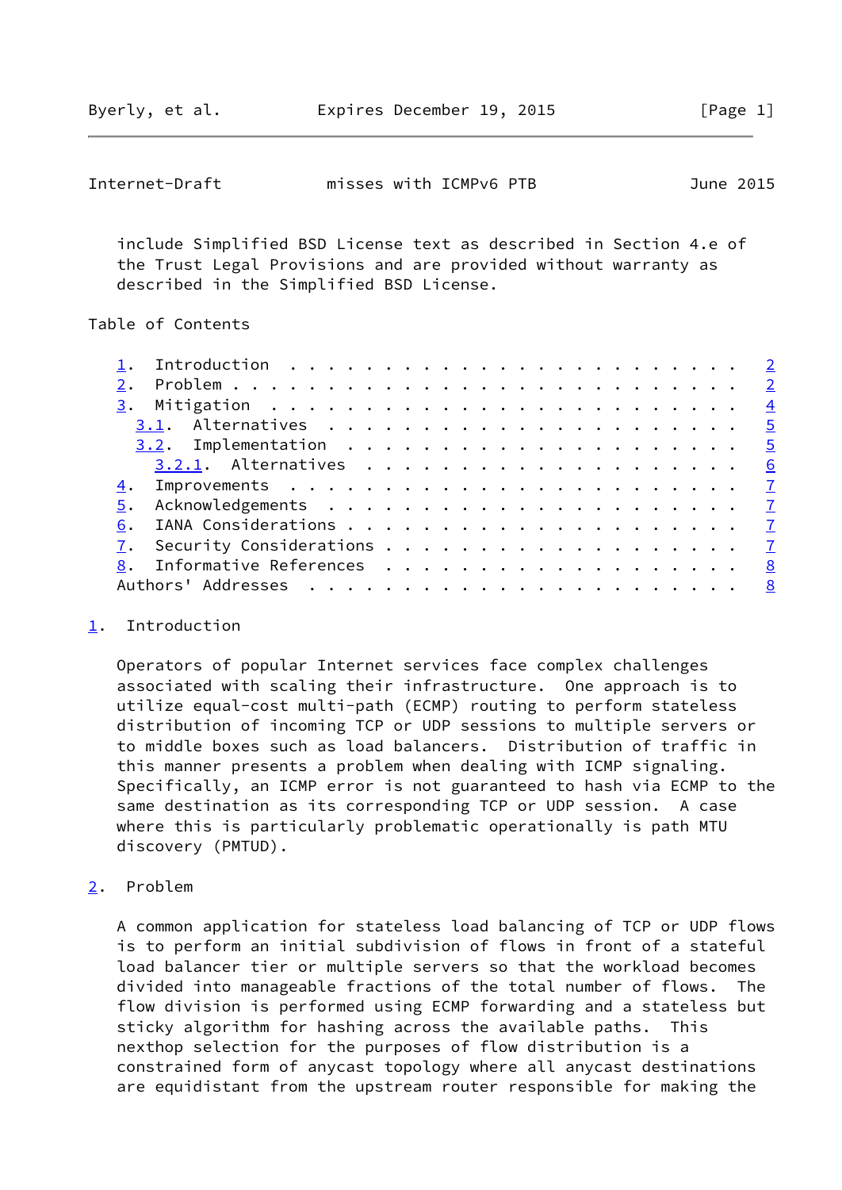include Simplified BSD License text as described in Section 4.e of the Trust Legal Provisions and are provided without warranty as described in the Simplified BSD License.

Table of Contents

1. Introduction . . . . . . . . . . . . . . . . . . . . . . . . 2
2. Problem . . . . . . . . . . . . . . . . . . . . . . . . . . 2
3. Mitigation . . . . . . . . . . . . . . . . . . . . . . . . . 4
   3.1. Alternatives . . . . . . . . . . . . . . . . . . . . . . 5
   3.2. Implementation . . . . . . . . . . . . . . . . . . . . . 5
      3.2.1. Alternatives . . . . . . . . . . . . . . . . . . . . 6
4. Improvements . . . . . . . . . . . . . . . . . . . . . . . . 7
5. Acknowledgements . . . . . . . . . . . . . . . . . . . . . . 7
6. IANA Considerations . . . . . . . . . . . . . . . . . . . . . 7
7. Security Considerations . . . . . . . . . . . . . . . . . . . 7
8. Informative References . . . . . . . . . . . . . . . . . . . 8
Authors' Addresses . . . . . . . . . . . . . . . . . . . . . . . 8

## 1. Introduction

Operators of popular Internet services face complex challenges associated with scaling their infrastructure. One approach is to utilize equal-cost multi-path (ECMP) routing to perform stateless distribution of incoming TCP or UDP sessions to multiple servers or to middle boxes such as load balancers. Distribution of traffic in this manner presents a problem when dealing with ICMP signaling. Specifically, an ICMP error is not guaranteed to hash via ECMP to the same destination as its corresponding TCP or UDP session. A case where this is particularly problematic operationally is path MTU discovery (PMTUD).

## 2. Problem

A common application for stateless load balancing of TCP or UDP flows is to perform an initial subdivision of flows in front of a stateful load balancer tier or multiple servers so that the workload becomes divided into manageable fractions of the total number of flows. The flow division is performed using ECMP forwarding and a stateless but sticky algorithm for hashing across the available paths. This nexthop selection for the purposes of flow distribution is a constrained form of anycast topology where all anycast destinations are equidistant from the upstream router responsible for making the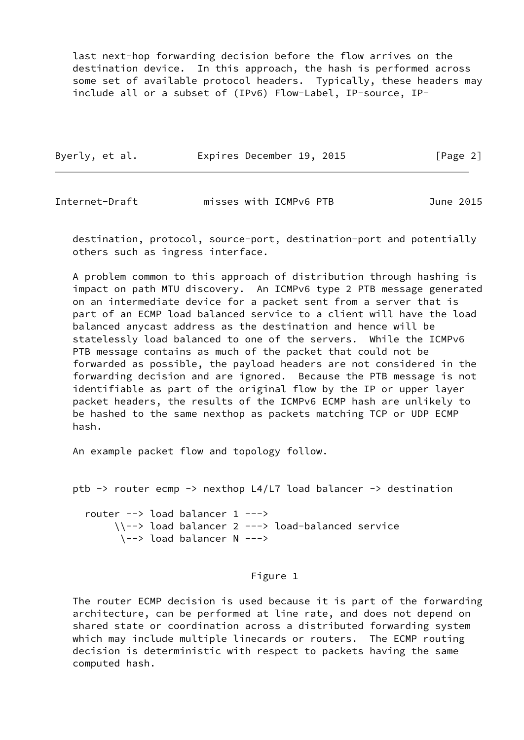last next-hop forwarding decision before the flow arrives on the destination device. In this approach, the hash is performed across some set of available protocol headers. Typically, these headers may include all or a subset of (IPv6) Flow-Label, IP-source, IP-destination, protocol, source-port, destination-port and potentially others such as ingress interface.

A problem common to this approach of distribution through hashing is impact on path MTU discovery. An ICMPv6 type 2 PTB message generated on an intermediate device for a packet sent from a server that is part of an ECMP load balanced service to a client will have the load balanced anycast address as the destination and hence will be statelessly load balanced to one of the servers. While the ICMPv6 PTB message contains as much of the packet that could not be forwarded as possible, the payload headers are not considered in the forwarding decision and are ignored. Because the PTB message is not identifiable as part of the original flow by the IP or upper layer packet headers, the results of the ICMPv6 ECMP hash are unlikely to be hashed to the same nexthop as packets matching TCP or UDP ECMP hash.

An example packet flow and topology follow.

```
ptb -> router ecmp -> nexthop L4/L7 load balancer -> destination

  router --> load balancer 1 --->
       \\--> load balancer 2 ---> load-balanced service
        \--> load balancer N --->
```

Figure 1

The router ECMP decision is used because it is part of the forwarding architecture, can be performed at line rate, and does not depend on shared state or coordination across a distributed forwarding system which may include multiple linecards or routers. The ECMP routing decision is deterministic with respect to packets having the same computed hash.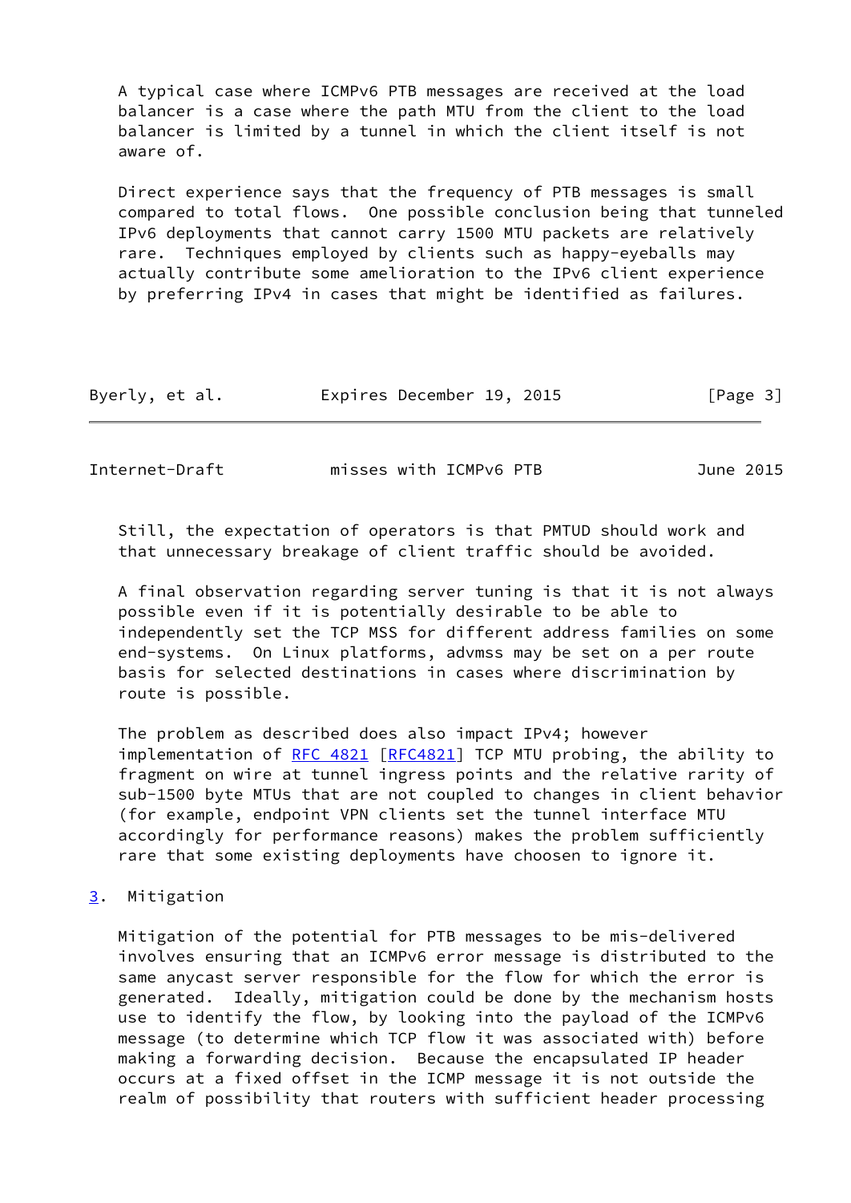A typical case where ICMPv6 PTB messages are received at the load balancer is a case where the path MTU from the client to the load balancer is limited by a tunnel in which the client itself is not aware of.

Direct experience says that the frequency of PTB messages is small compared to total flows. One possible conclusion being that tunneled IPv6 deployments that cannot carry 1500 MTU packets are relatively rare. Techniques employed by clients such as happy-eyeballs may actually contribute some amelioration to the IPv6 client experience by preferring IPv4 in cases that might be identified as failures.

Still, the expectation of operators is that PMTUD should work and that unnecessary breakage of client traffic should be avoided.

A final observation regarding server tuning is that it is not always possible even if it is potentially desirable to be able to independently set the TCP MSS for different address families on some end-systems. On Linux platforms, advmss may be set on a per route basis for selected destinations in cases where discrimination by route is possible.

The problem as described does also impact IPv4; however implementation of RFC 4821 [RFC4821] TCP MTU probing, the ability to fragment on wire at tunnel ingress points and the relative rarity of sub-1500 byte MTUs that are not coupled to changes in client behavior (for example, endpoint VPN clients set the tunnel interface MTU accordingly for performance reasons) makes the problem sufficiently rare that some existing deployments have choosen to ignore it.

## 3. Mitigation

Mitigation of the potential for PTB messages to be mis-delivered involves ensuring that an ICMPv6 error message is distributed to the same anycast server responsible for the flow for which the error is generated. Ideally, mitigation could be done by the mechanism hosts use to identify the flow, by looking into the payload of the ICMPv6 message (to determine which TCP flow it was associated with) before making a forwarding decision. Because the encapsulated IP header occurs at a fixed offset in the ICMP message it is not outside the realm of possibility that routers with sufficient header processing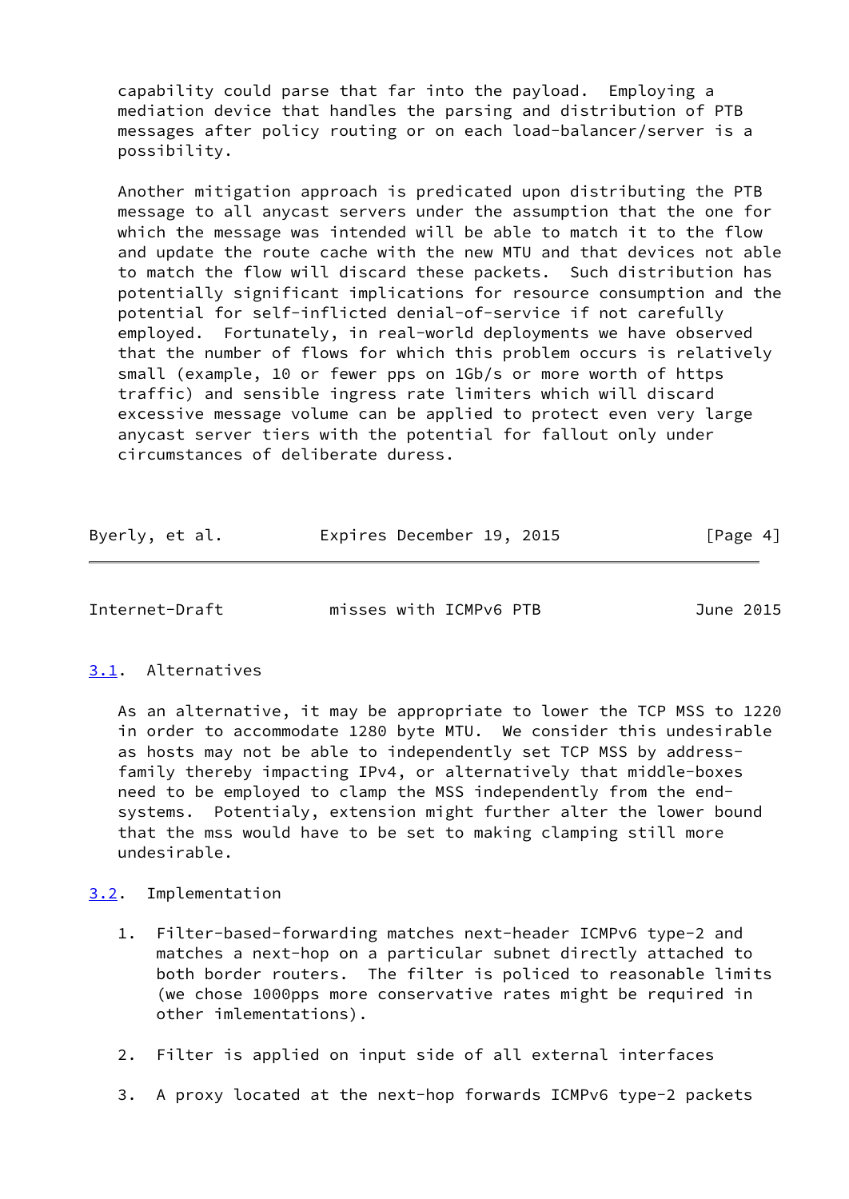capability could parse that far into the payload. Employing a mediation device that handles the parsing and distribution of PTB messages after policy routing or on each load-balancer/server is a possibility.

Another mitigation approach is predicated upon distributing the PTB message to all anycast servers under the assumption that the one for which the message was intended will be able to match it to the flow and update the route cache with the new MTU and that devices not able to match the flow will discard these packets. Such distribution has potentially significant implications for resource consumption and the potential for self-inflicted denial-of-service if not carefully employed. Fortunately, in real-world deployments we have observed that the number of flows for which this problem occurs is relatively small (example, 10 or fewer pps on 1Gb/s or more worth of https traffic) and sensible ingress rate limiters which will discard excessive message volume can be applied to protect even very large anycast server tiers with the potential for fallout only under circumstances of deliberate duress.

### 3.1. Alternatives

As an alternative, it may be appropriate to lower the TCP MSS to 1220 in order to accommodate 1280 byte MTU. We consider this undesirable as hosts may not be able to independently set TCP MSS by address-family thereby impacting IPv4, or alternatively that middle-boxes need to be employed to clamp the MSS independently from the end-systems. Potentialy, extension might further alter the lower bound that the mss would have to be set to making clamping still more undesirable.

### 3.2. Implementation

1. Filter-based-forwarding matches next-header ICMPv6 type-2 and matches a next-hop on a particular subnet directly attached to both border routers. The filter is policed to reasonable limits (we chose 1000pps more conservative rates might be required in other imlementations).

2. Filter is applied on input side of all external interfaces

3. A proxy located at the next-hop forwards ICMPv6 type-2 packets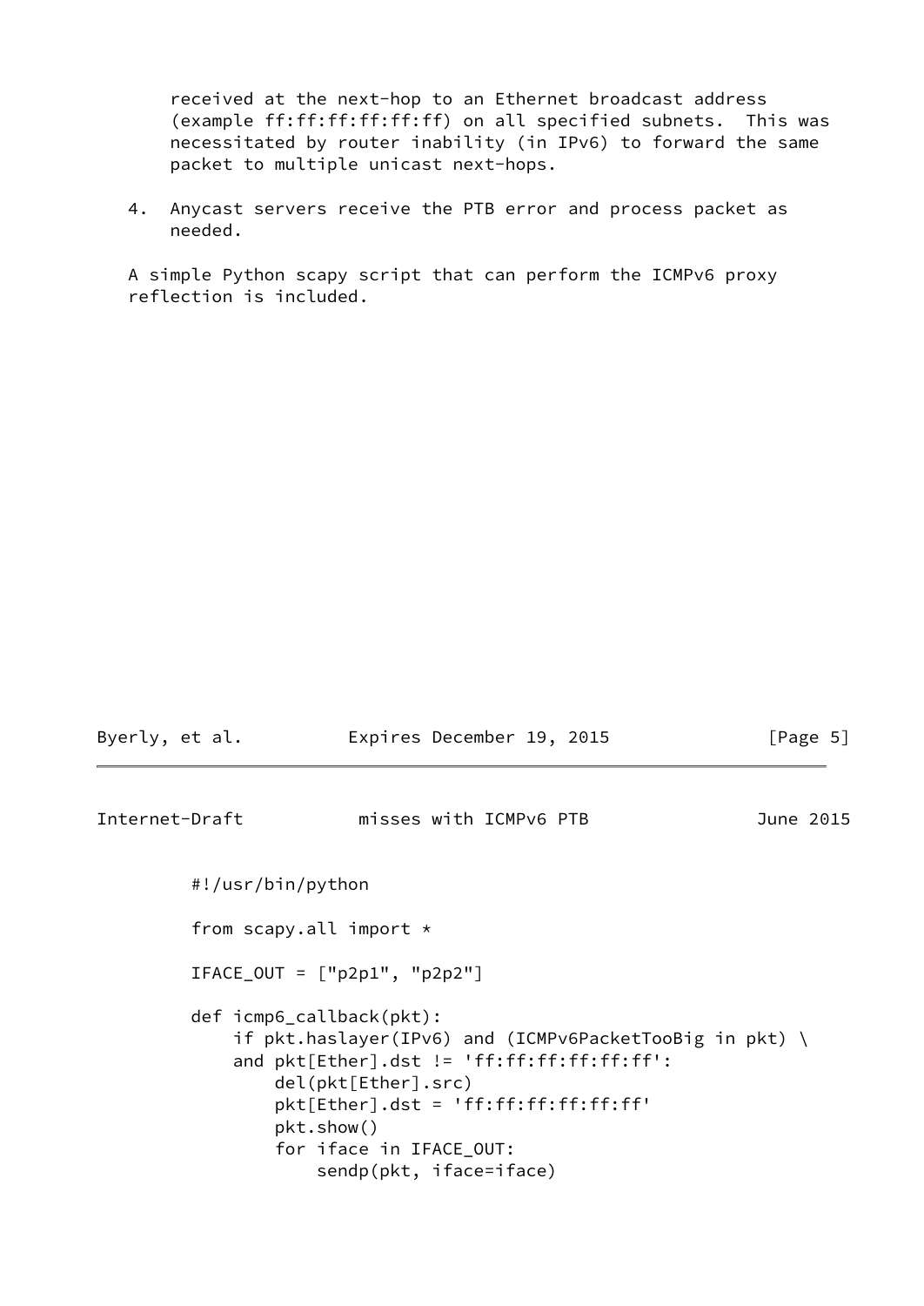received at the next-hop to an Ethernet broadcast address (example ff:ff:ff:ff:ff:ff) on all specified subnets. This was necessitated by router inability (in IPv6) to forward the same packet to multiple unicast next-hops.

4. Anycast servers receive the PTB error and process packet as needed.

A simple Python scapy script that can perform the ICMPv6 proxy reflection is included.

```
#!/usr/bin/python

from scapy.all import *

IFACE_OUT = ["p2p1", "p2p2"]

def icmp6_callback(pkt):
    if pkt.haslayer(IPv6) and (ICMPv6PacketTooBig in pkt) \
    and pkt[Ether].dst != 'ff:ff:ff:ff:ff:ff':
        del(pkt[Ether].src)
        pkt[Ether].dst = 'ff:ff:ff:ff:ff:ff'
        pkt.show()
        for iface in IFACE_OUT:
            sendp(pkt, iface=iface)
```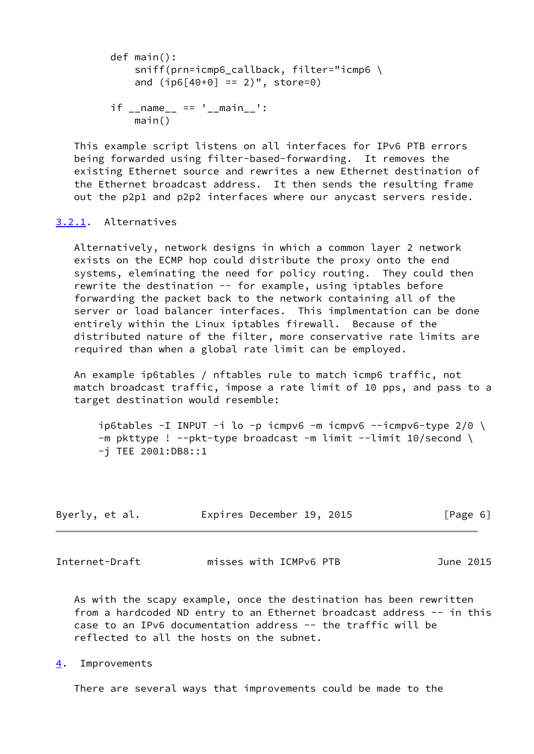```
def main():
    sniff(prn=icmp6_callback, filter="icmp6 \
    and (ip6[40+0] == 2)", store=0)

if __name__ == '__main__':
    main()
```

This example script listens on all interfaces for IPv6 PTB errors being forwarded using filter-based-forwarding. It removes the existing Ethernet source and rewrites a new Ethernet destination of the Ethernet broadcast address. It then sends the resulting frame out the p2p1 and p2p2 interfaces where our anycast servers reside.

### 3.2.1. Alternatives

Alternatively, network designs in which a common layer 2 network exists on the ECMP hop could distribute the proxy onto the end systems, eleminating the need for policy routing. They could then rewrite the destination -- for example, using iptables before forwarding the packet back to the network containing all of the server or load balancer interfaces. This implmentation can be done entirely within the Linux iptables firewall. Because of the distributed nature of the filter, more conservative rate limits are required than when a global rate limit can be employed.

An example ip6tables / nftables rule to match icmp6 traffic, not match broadcast traffic, impose a rate limit of 10 pps, and pass to a target destination would resemble:

```
ip6tables -I INPUT -i lo -p icmpv6 -m icmpv6 --icmpv6-type 2/0 \
-m pkttype ! --pkt-type broadcast -m limit --limit 10/second \
-j TEE 2001:DB8::1
```

As with the scapy example, once the destination has been rewritten from a hardcoded ND entry to an Ethernet broadcast address -- in this case to an IPv6 documentation address -- the traffic will be reflected to all the hosts on the subnet.

## 4. Improvements

There are several ways that improvements could be made to the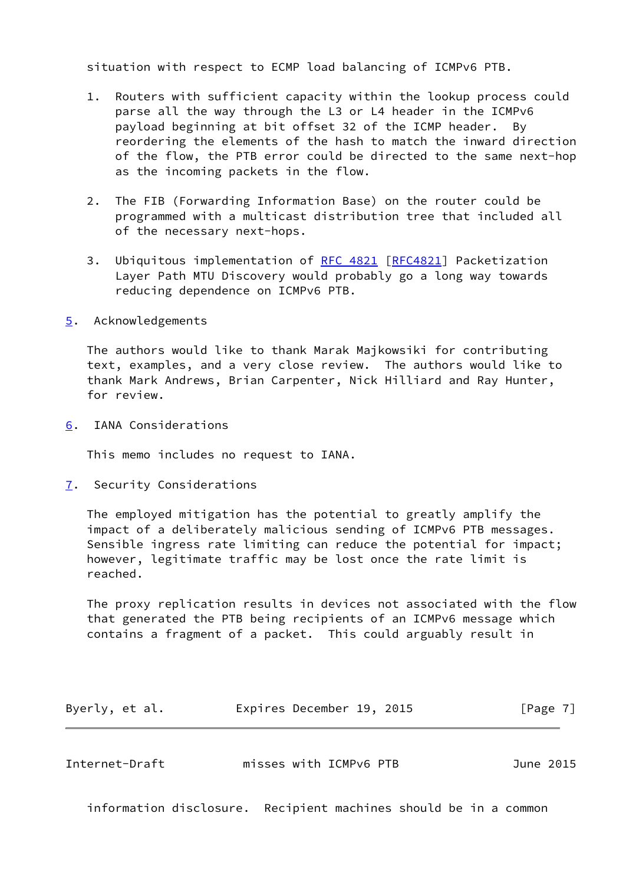situation with respect to ECMP load balancing of ICMPv6 PTB.

1. Routers with sufficient capacity within the lookup process could parse all the way through the L3 or L4 header in the ICMPv6 payload beginning at bit offset 32 of the ICMP header. By reordering the elements of the hash to match the inward direction of the flow, the PTB error could be directed to the same next-hop as the incoming packets in the flow.

2. The FIB (Forwarding Information Base) on the router could be programmed with a multicast distribution tree that included all of the necessary next-hops.

3. Ubiquitous implementation of RFC 4821 [RFC4821] Packetization Layer Path MTU Discovery would probably go a long way towards reducing dependence on ICMPv6 PTB.

## 5. Acknowledgements

The authors would like to thank Marak Majkowsiki for contributing text, examples, and a very close review. The authors would like to thank Mark Andrews, Brian Carpenter, Nick Hilliard and Ray Hunter, for review.

## 6. IANA Considerations

This memo includes no request to IANA.

## 7. Security Considerations

The employed mitigation has the potential to greatly amplify the impact of a deliberately malicious sending of ICMPv6 PTB messages. Sensible ingress rate limiting can reduce the potential for impact; however, legitimate traffic may be lost once the rate limit is reached.

The proxy replication results in devices not associated with the flow that generated the PTB being recipients of an ICMPv6 message which contains a fragment of a packet. This could arguably result in information disclosure. Recipient machines should be in a common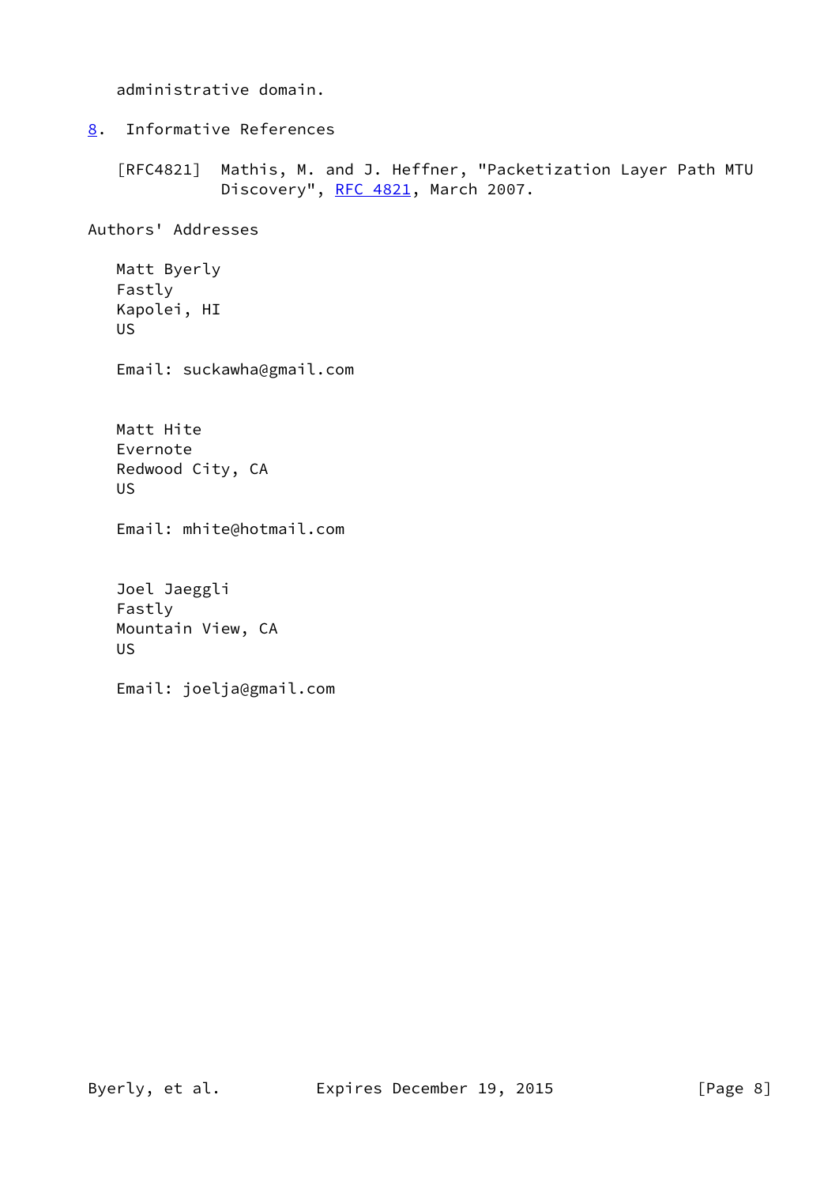administrative domain.

## 8. Informative References

[RFC4821] Mathis, M. and J. Heffner, "Packetization Layer Path MTU Discovery", RFC 4821, March 2007.

## Authors' Addresses

Matt Byerly
Fastly
Kapolei, HI
US

Email: suckawha@gmail.com

Matt Hite
Evernote
Redwood City, CA
US

Email: mhite@hotmail.com

Joel Jaeggli
Fastly
Mountain View, CA
US

Email: joelja@gmail.com